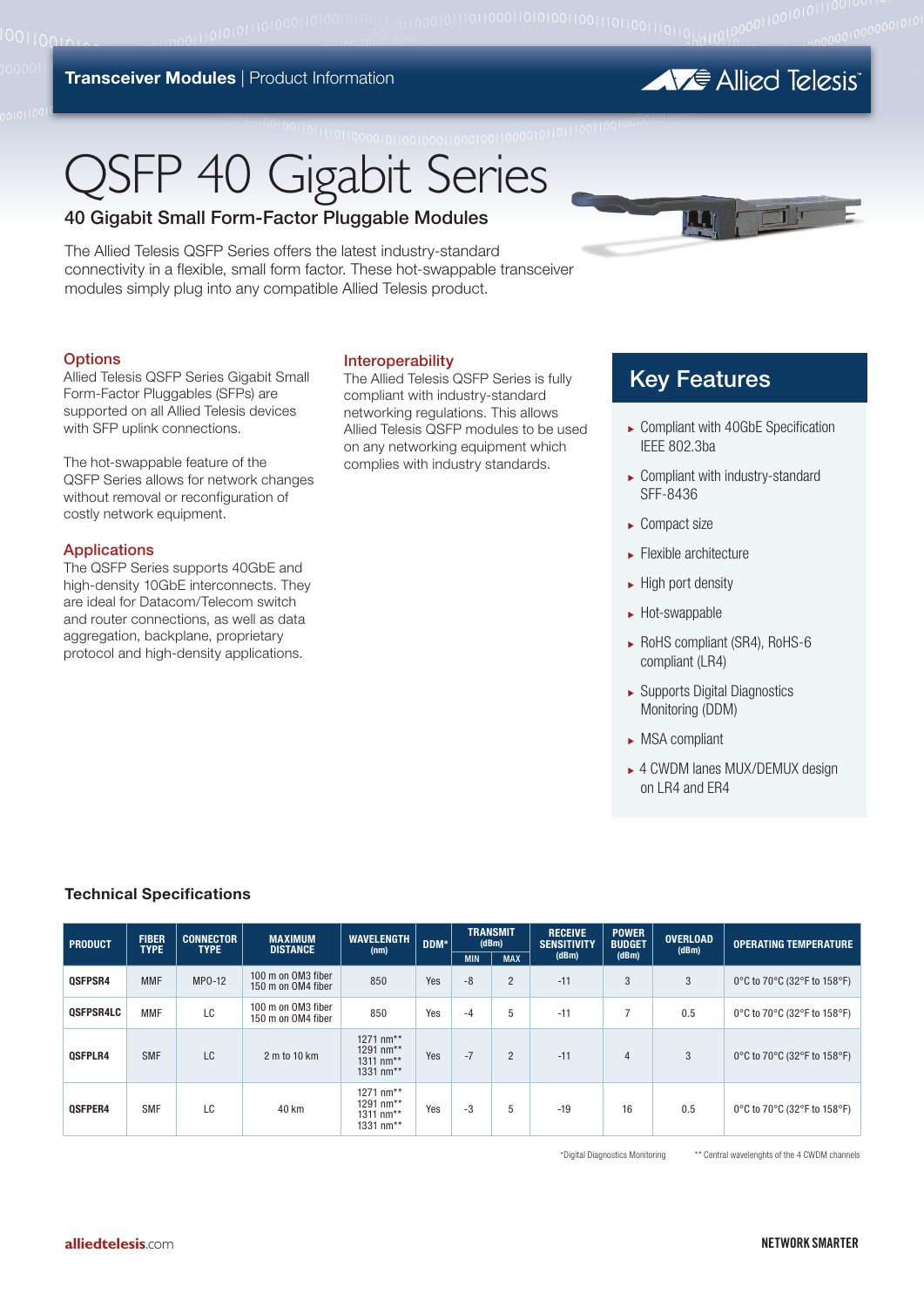Transceiver Modules | Product Information

# QSFP 40 Gigabit Series

## 40 Gigabit Small Form-Factor Pluggable Modules

The Allied Telesis QSFP Series offers the latest industry-standard connectivity in a flexible, small form factor. These hot-swappable transceiver modules simply plug into any compatible Allied Telesis product.

### Options

Allied Telesis QSFP Series Gigabit Small Form-Factor Pluggables (SFPs) are supported on all Allied Telesis devices with SFP uplink connections.

The hot-swappable feature of the QSFP Series allows for network changes without removal or reconfiguration of costly network equipment.

### Applications

The QSFP Series supports 40GbE and high-density 10GbE interconnects. They are ideal for Datacom/Telecom switch and router connections, as well as data aggregation, backplane, proprietary protocol and high-density applications.

### Interoperability

The Allied Telesis QSFP Series is fully compliant with industry-standard networking regulations. This allows Allied Telesis QSFP modules to be used on any networking equipment which complies with industry standards.

## Key Features

- Compliant with 40GbE Specification IEEE 802.3ba
- Compliant with industry-standard SFF-8436
- Compact size
- Flexible architecture
- High port density
- Hot-swappable
- RoHS compliant (SR4), RoHS-6 compliant (LR4)
- Supports Digital Diagnostics Monitoring (DDM)
- MSA compliant
- 4 CWDM lanes MUX/DEMUX design on LR4 and ER4

### Technical Specifications

| PRODUCT | FIBER TYPE | CONNECTOR TYPE | MAXIMUM DISTANCE | WAVELENGTH (nm) | DDM* | TRANSMIT (dBm) | | RECEIVE SENSITIVITY (dBm) | POWER BUDGET (dBm) | OVERLOAD (dBm) | OPERATING TEMPERATURE |
|---|---|---|---|---|---|---|---|---|---|---|---|
| | | | | | | MIN | MAX | | | | |
| QSFPSR4 | MMF | MPO-12 | 100 m on OM3 fiber 150 m on OM4 fiber | 850 | Yes | -8 | 2 | -11 | 3 | 3 | 0°C to 70°C (32°F to 158°F) |
| QSFPSR4LC | MMF | LC | 100 m on OM3 fiber 150 m on OM4 fiber | 850 | Yes | -4 | 5 | -11 | 7 | 0.5 | 0°C to 70°C (32°F to 158°F) |
| QSFPLR4 | SMF | LC | 2 m to 10 km | 1271 nm** 1291 nm** 1311 nm** 1331 nm** | Yes | -7 | 2 | -11 | 4 | 3 | 0°C to 70°C (32°F to 158°F) |
| QSFPER4 | SMF | LC | 40 km | 1271 nm** 1291 nm** 1311 nm** 1331 nm** | Yes | -3 | 5 | -19 | 16 | 0.5 | 0°C to 70°C (32°F to 158°F) |

*Digital Diagnostics Monitoring    ** Central wavelenghts of the 4 CWDM channels

alliedtelesis.com

NETWORK SMARTER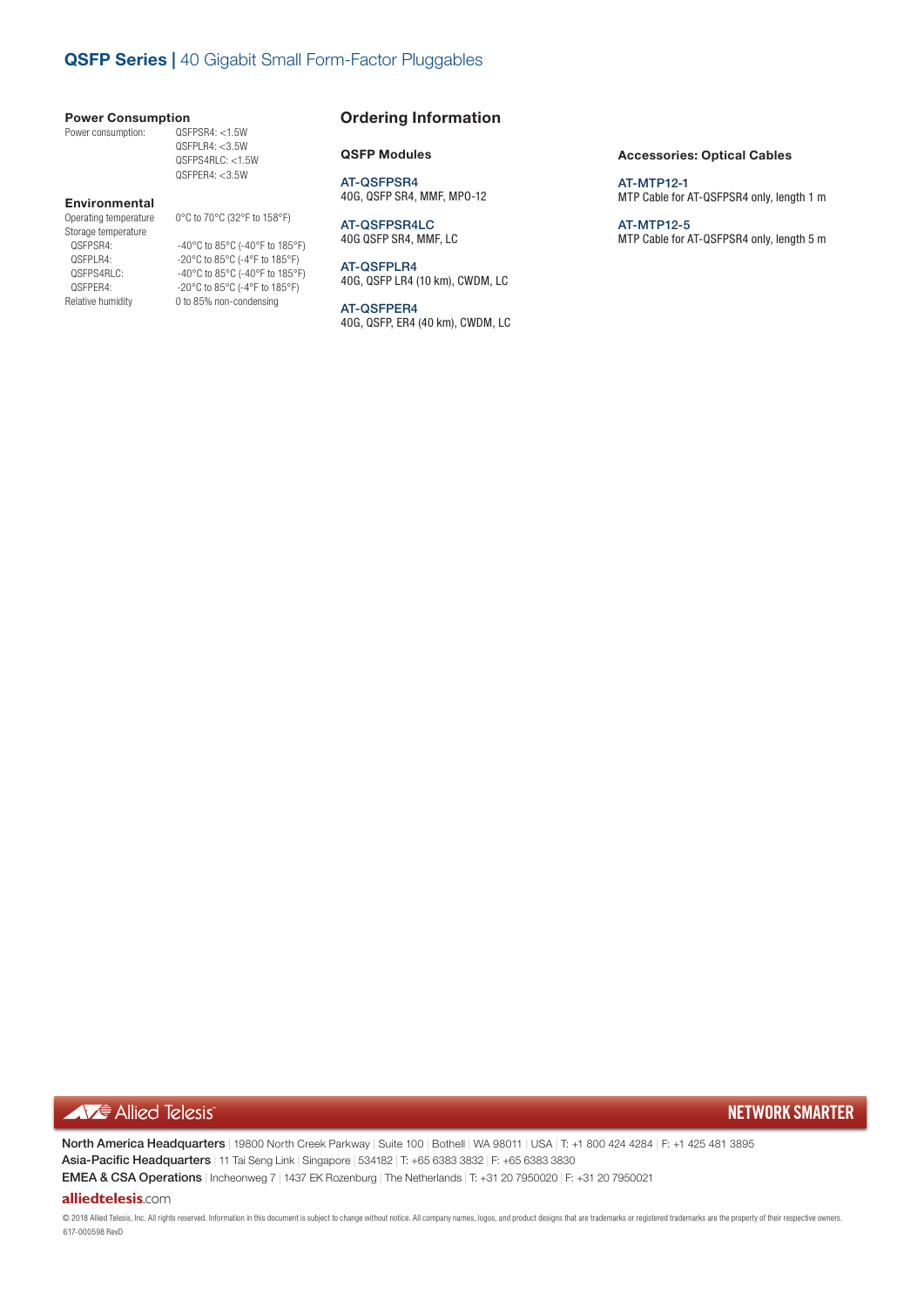## Power Consumption

| | |
|---|---|
| Power consumption: | QSFPSR4: <1.5W |
| | QSFPLR4: <3.5W |
| | QSFPS4RLC: <1.5W |
| | QSFPER4: <3.5W |

## Environmental

| | |
|---|---|
| Operating temperature | 0°C to 70°C (32°F to 158°F) |
| Storage temperature | |
| QSFPSR4: | -40°C to 85°C (-40°F to 185°F) |
| QSFPLR4: | -20°C to 85°C (-4°F to 185°F) |
| QSFPS4RLC: | -40°C to 85°C (-40°F to 185°F) |
| QSFPER4: | -20°C to 85°C (-4°F to 185°F) |
| Relative humidity | 0 to 85% non-condensing |

## Ordering Information

### QSFP Modules

**AT-QSFPSR4**
40G, QSFP SR4, MMF, MPO-12

**AT-QSFPSR4LC**
40G QSFP SR4, MMF, LC

**AT-QSFPLR4**
40G, QSFP LR4 (10 km), CWDM, LC

**AT-QSFPER4**
40G, QSFP, ER4 (40 km), CWDM, LC

### Accessories: Optical Cables

**AT-MTP12-1**
MTP Cable for AT-QSFPSR4 only, length 1 m

**AT-MTP12-5**
MTP Cable for AT-QSFPSR4 only, length 5 m

Allied Telesis | NETWORK SMARTER

**North America Headquarters** | 19800 North Creek Parkway | Suite 100 | Bothell | WA 98011 | USA | T: +1 800 424 4284 | F: +1 425 481 3895
**Asia-Pacific Headquarters** | 11 Tai Seng Link | Singapore | 534182 | T: +65 6383 3832 | F: +65 6383 3830
**EMEA & CSA Operations** | Incheonweg 7 | 1437 EK Rozenburg | The Netherlands | T: +31 20 7950020 | F: +31 20 7950021

**alliedtelesis**.com

© 2018 Allied Telesis, Inc. All rights reserved. Information in this document is subject to change without notice. All company names, logos, and product designs that are trademarks or registered trademarks are the property of their respective owners.
617-000598 RevD